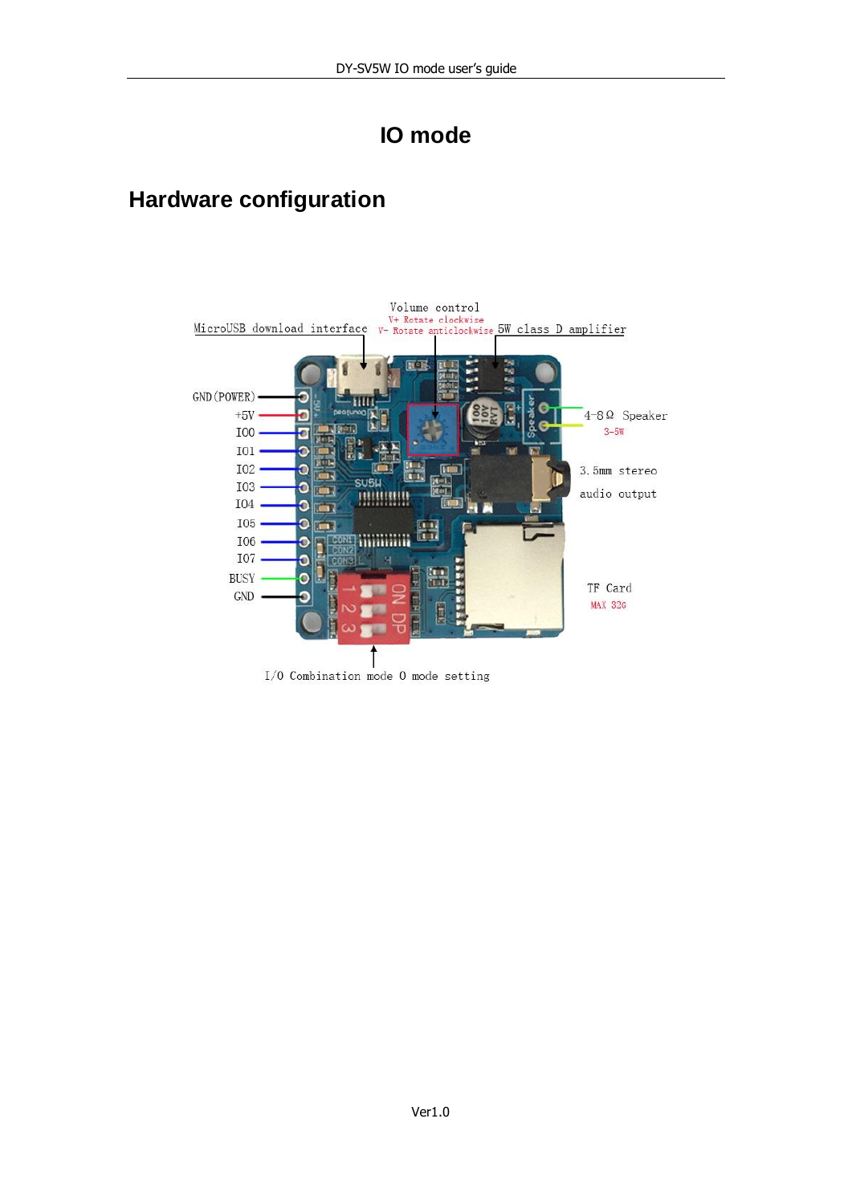# IO mode

## Hardware configuration

Volume control
V+ Rotate clockwise
V- Rotate anticlockwise

MicroUSB download interface

5W class D amplifier

GND(POWER)
+5V
IO0
IO1
IO2
IO3
IO4
IO5
IO6
IO7
BUSY
GND

4-8Ω Speaker
3-5W

3.5mm stereo audio output

TF Card
MAX 32G

I/O Combination mode 0 mode setting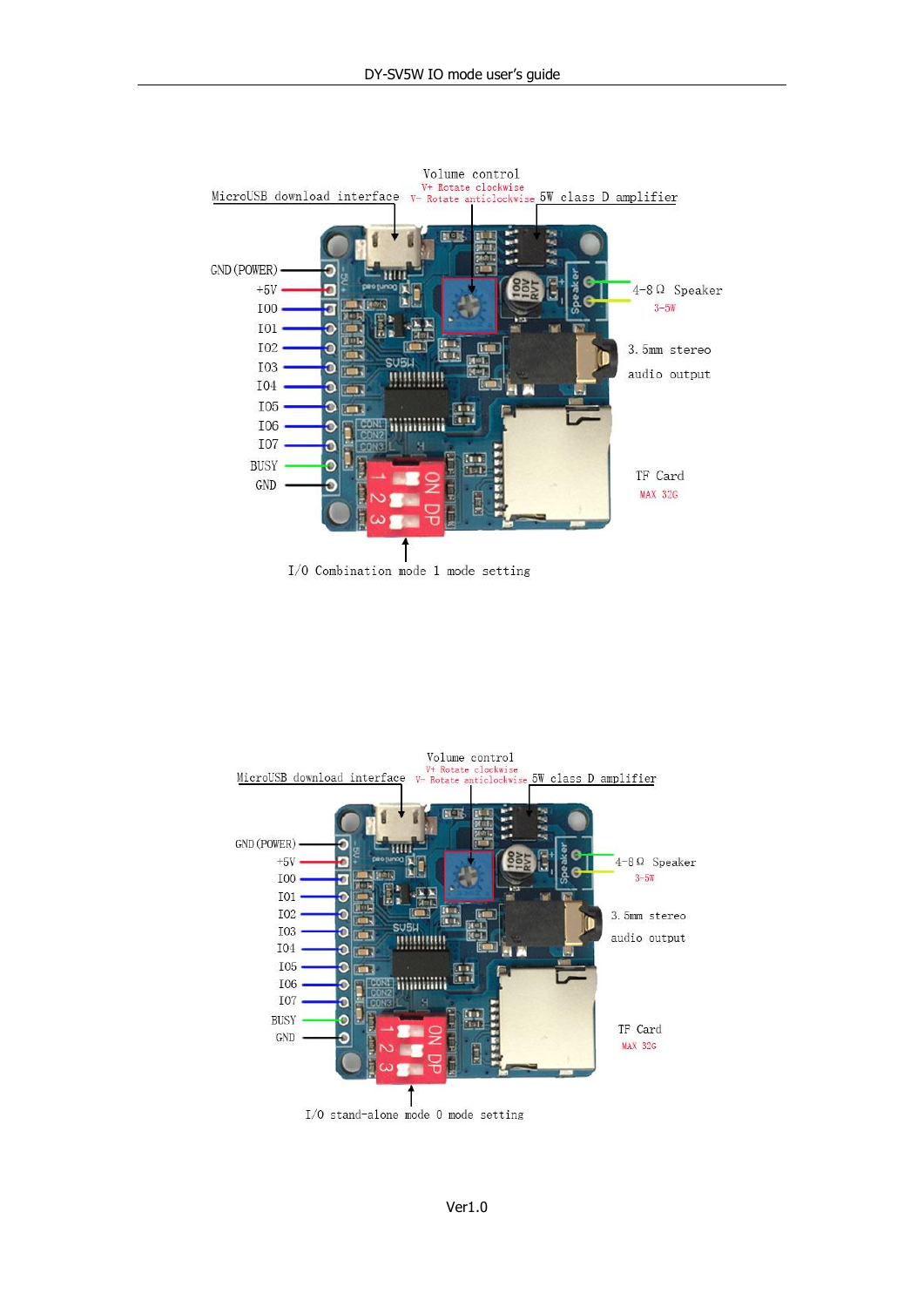MicroUSB download interface

Volume control

V+ Rotate clockwise

V- Rotate anticlockwise

5W class D amplifier

GND(POWER)

+5V

IO0

IO1

IO2

IO3

IO4

IO5

IO6

IO7

BUSY

GND

4-8Ω Speaker

3-5W

3.5mm stereo audio output

TF Card

MAX 32G

I/O Combination mode 1 mode setting

MicroUSB download interface

Volume control

V+ Rotate clockwise

V- Rotate anticlockwise

5W class D amplifier

GND(POWER)

+5V

IO0

IO1

IO2

IO3

IO4

IO5

IO6

IO7

BUSY

GND

4-8Ω Speaker

3-5W

3.5mm stereo audio output

TF Card

MAX 32G

I/O stand-alone mode 0 mode setting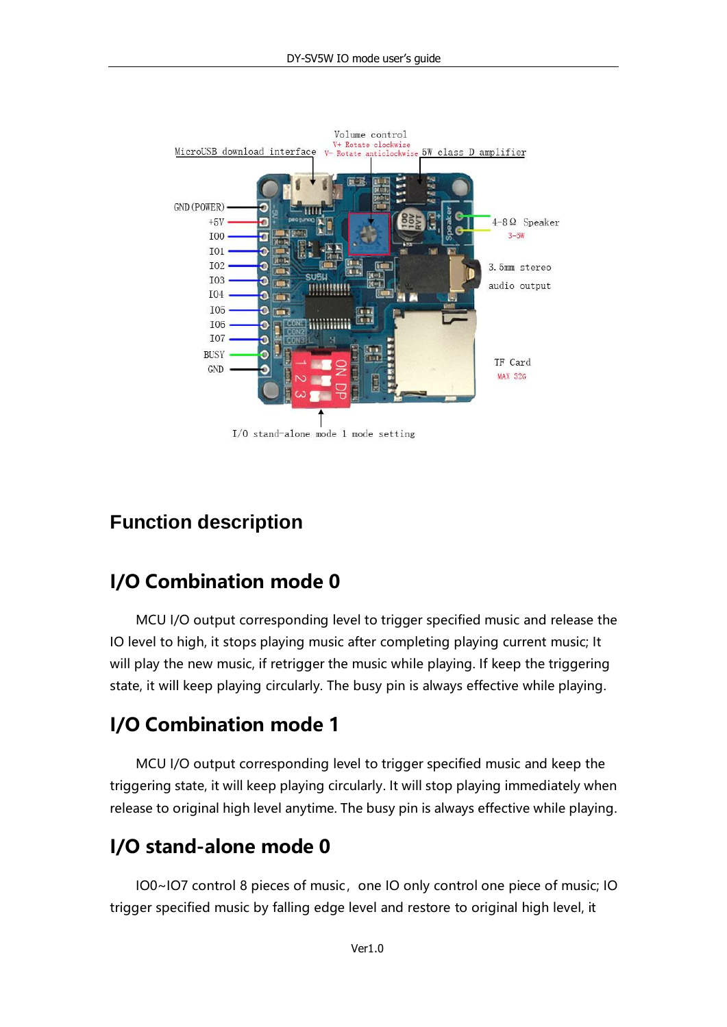## Function description

## I/O Combination mode 0

MCU I/O output corresponding level to trigger specified music and release the IO level to high, it stops playing music after completing playing current music; It will play the new music, if retrigger the music while playing. If keep the triggering state, it will keep playing circularly. The busy pin is always effective while playing.

## I/O Combination mode 1

MCU I/O output corresponding level to trigger specified music and keep the triggering state, it will keep playing circularly. It will stop playing immediately when release to original high level anytime. The busy pin is always effective while playing.

## I/O stand-alone mode 0

IO0~IO7 control 8 pieces of music，one IO only control one piece of music; IO trigger specified music by falling edge level and restore to original high level, it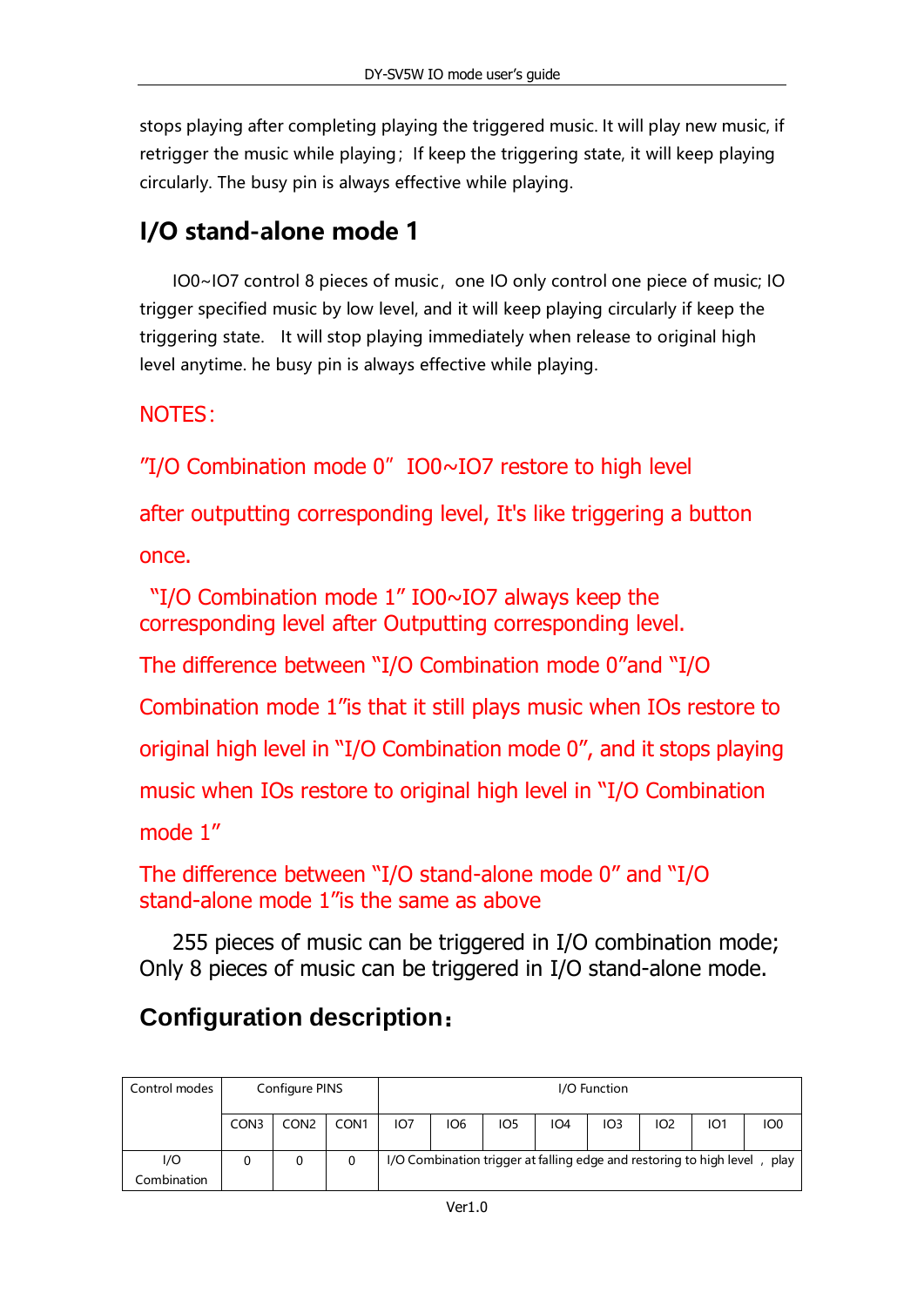stops playing after completing playing the triggered music. It will play new music, if retrigger the music while playing; If keep the triggering state, it will keep playing circularly. The busy pin is always effective while playing.

## I/O stand-alone mode 1

IO0~IO7 control 8 pieces of music, one IO only control one piece of music; IO trigger specified music by low level, and it will keep playing circularly if keep the triggering state. It will stop playing immediately when release to original high level anytime. he busy pin is always effective while playing.

NOTES:

"I/O Combination mode 0" IO0~IO7 restore to high level after outputting corresponding level, It's like triggering a button once.

"I/O Combination mode 1" IO0~IO7 always keep the corresponding level after Outputting corresponding level.

The difference between "I/O Combination mode 0"and "I/O Combination mode 1"is that it still plays music when IOs restore to original high level in "I/O Combination mode 0", and it stops playing music when IOs restore to original high level in "I/O Combination mode 1"

The difference between "I/O stand-alone mode 0" and "I/O stand-alone mode 1"is the same as above

255 pieces of music can be triggered in I/O combination mode; Only 8 pieces of music can be triggered in I/O stand-alone mode.

## Configuration description:

| Control modes | Configure PINS | | | I/O Function | | | | | | | |
|---|---|---|---|---|---|---|---|---|---|---|---|
| | CON3 | CON2 | CON1 | IO7 | IO6 | IO5 | IO4 | IO3 | IO2 | IO1 | IO0 |
| I/O Combination | 0 | 0 | 0 | I/O Combination trigger at falling edge and restoring to high level , play | | | | | | | |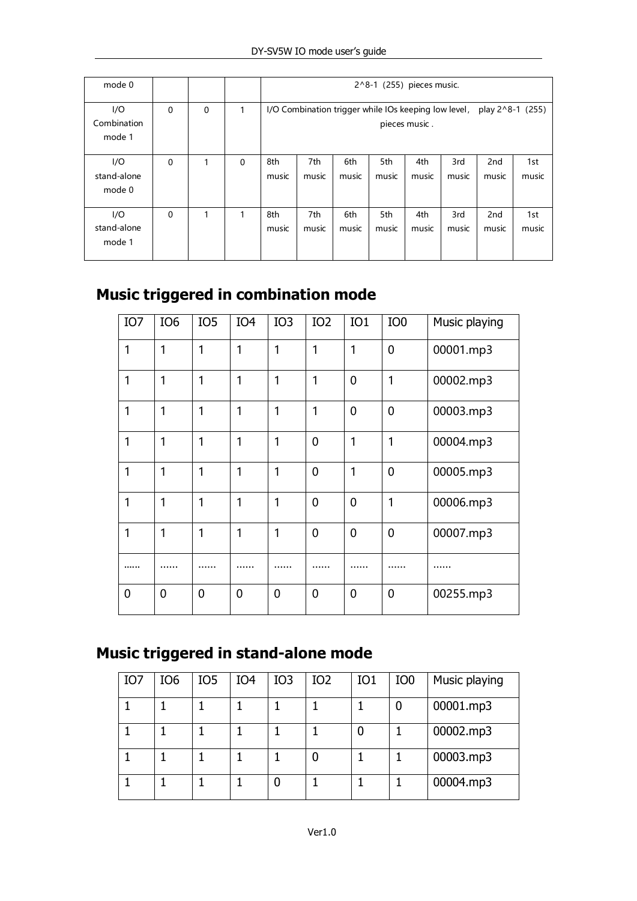| mode 0 | | | | 2^8-1 (255) pieces music. | | | | | | | |
|---|---|---|---|---|---|---|---|---|---|---|---|
| I/O Combination mode 1 | 0 | 0 | 1 | I/O Combination trigger while IOs keeping low level, play 2^8-1 (255) pieces music . | | | | | | | |
| I/O stand-alone mode 0 | 0 | 1 | 0 | 8th music | 7th music | 6th music | 5th music | 4th music | 3rd music | 2nd music | 1st music |
| I/O stand-alone mode 1 | 0 | 1 | 1 | 8th music | 7th music | 6th music | 5th music | 4th music | 3rd music | 2nd music | 1st music |

## Music triggered in combination mode

| IO7 | IO6 | IO5 | IO4 | IO3 | IO2 | IO1 | IO0 | Music playing |
|---|---|---|---|---|---|---|---|---|
| 1 | 1 | 1 | 1 | 1 | 1 | 1 | 0 | 00001.mp3 |
| 1 | 1 | 1 | 1 | 1 | 1 | 0 | 1 | 00002.mp3 |
| 1 | 1 | 1 | 1 | 1 | 1 | 0 | 0 | 00003.mp3 |
| 1 | 1 | 1 | 1 | 1 | 0 | 1 | 1 | 00004.mp3 |
| 1 | 1 | 1 | 1 | 1 | 0 | 1 | 0 | 00005.mp3 |
| 1 | 1 | 1 | 1 | 1 | 0 | 0 | 1 | 00006.mp3 |
| 1 | 1 | 1 | 1 | 1 | 0 | 0 | 0 | 00007.mp3 |
| …… | …… | …… | …… | …… | …… | …… | …… | …… |
| 0 | 0 | 0 | 0 | 0 | 0 | 0 | 0 | 00255.mp3 |

## Music triggered in stand-alone mode

| IO7 | IO6 | IO5 | IO4 | IO3 | IO2 | IO1 | IO0 | Music playing |
|---|---|---|---|---|---|---|---|---|
| 1 | 1 | 1 | 1 | 1 | 1 | 1 | 0 | 00001.mp3 |
| 1 | 1 | 1 | 1 | 1 | 1 | 0 | 1 | 00002.mp3 |
| 1 | 1 | 1 | 1 | 1 | 0 | 1 | 1 | 00003.mp3 |
| 1 | 1 | 1 | 1 | 0 | 1 | 1 | 1 | 00004.mp3 |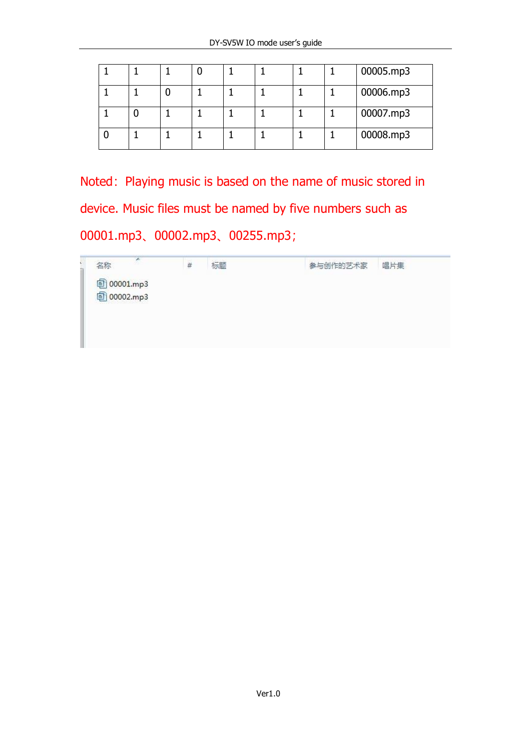| | | | | | | | | |
|---|---|---|---|---|---|---|---|---|
| 1 | 1 | 1 | 0 | 1 | 1 | 1 | 1 | 00005.mp3 |
| 1 | 1 | 0 | 1 | 1 | 1 | 1 | 1 | 00006.mp3 |
| 1 | 0 | 1 | 1 | 1 | 1 | 1 | 1 | 00007.mp3 |
| 0 | 1 | 1 | 1 | 1 | 1 | 1 | 1 | 00008.mp3 |

Noted：Playing music is based on the name of music stored in device. Music files must be named by five numbers such as 00001.mp3、00002.mp3、00255.mp3；

名称 # 标题 参与创作的艺术家 唱片集

00001.mp3

00002.mp3